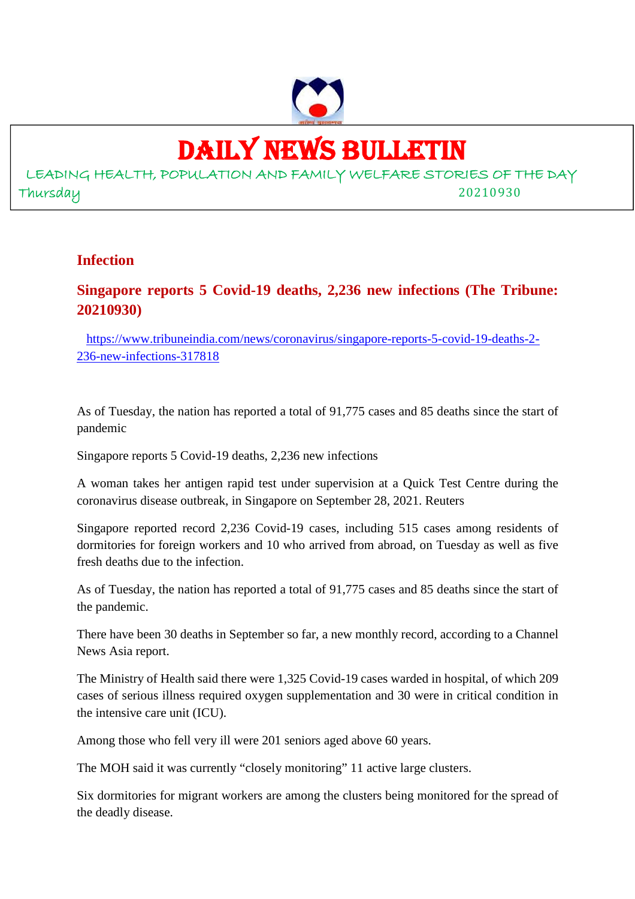# DAILY NEWS BULLETIN

LEADING HEALTH, POPULATION AND FAMILY WELFARE STORIES OF THE DAY

Thursday 20210930

## Infection

## Singapore reports 5 Covid-19 deaths, 2,236 new infections (The Tribune: 20210930)

https://www.tribuneindia.com/news/coronavirus/singapore-reports-5-covid-19-deaths-2-236-new-infections-317818

As of Tuesday, the nation has reported a total of 91,775 cases and 85 deaths since the start of pandemic

Singapore reports 5 Covid-19 deaths, 2,236 new infections

A woman takes her antigen rapid test under supervision at a Quick Test Centre during the coronavirus disease outbreak, in Singapore on September 28, 2021. Reuters

Singapore reported record 2,236 Covid-19 cases, including 515 cases among residents of dormitories for foreign workers and 10 who arrived from abroad, on Tuesday as well as five fresh deaths due to the infection.

As of Tuesday, the nation has reported a total of 91,775 cases and 85 deaths since the start of the pandemic.

There have been 30 deaths in September so far, a new monthly record, according to a Channel News Asia report.

The Ministry of Health said there were 1,325 Covid-19 cases warded in hospital, of which 209 cases of serious illness required oxygen supplementation and 30 were in critical condition in the intensive care unit (ICU).

Among those who fell very ill were 201 seniors aged above 60 years.

The MOH said it was currently "closely monitoring" 11 active large clusters.

Six dormitories for migrant workers are among the clusters being monitored for the spread of the deadly disease.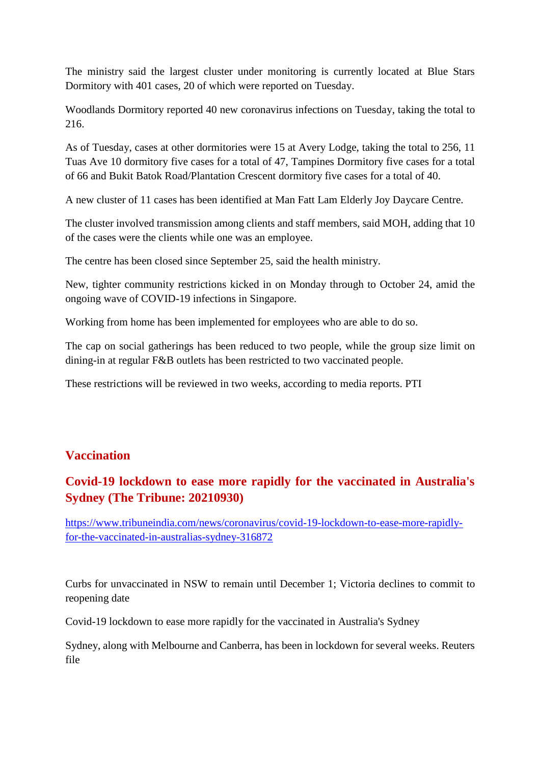The ministry said the largest cluster under monitoring is currently located at Blue Stars Dormitory with 401 cases, 20 of which were reported on Tuesday.

Woodlands Dormitory reported 40 new coronavirus infections on Tuesday, taking the total to 216.

As of Tuesday, cases at other dormitories were 15 at Avery Lodge, taking the total to 256, 11 Tuas Ave 10 dormitory five cases for a total of 47, Tampines Dormitory five cases for a total of 66 and Bukit Batok Road/Plantation Crescent dormitory five cases for a total of 40.

A new cluster of 11 cases has been identified at Man Fatt Lam Elderly Joy Daycare Centre.

The cluster involved transmission among clients and staff members, said MOH, adding that 10 of the cases were the clients while one was an employee.

The centre has been closed since September 25, said the health ministry.

New, tighter community restrictions kicked in on Monday through to October 24, amid the ongoing wave of COVID-19 infections in Singapore.

Working from home has been implemented for employees who are able to do so.

The cap on social gatherings has been reduced to two people, while the group size limit on dining-in at regular F&B outlets has been restricted to two vaccinated people.

These restrictions will be reviewed in two weeks, according to media reports. PTI

## Vaccination

### Covid-19 lockdown to ease more rapidly for the vaccinated in Australia's Sydney (The Tribune: 20210930)

https://www.tribuneindia.com/news/coronavirus/covid-19-lockdown-to-ease-more-rapidly-for-the-vaccinated-in-australias-sydney-316872

Curbs for unvaccinated in NSW to remain until December 1; Victoria declines to commit to reopening date

Covid-19 lockdown to ease more rapidly for the vaccinated in Australia's Sydney

Sydney, along with Melbourne and Canberra, has been in lockdown for several weeks. Reuters file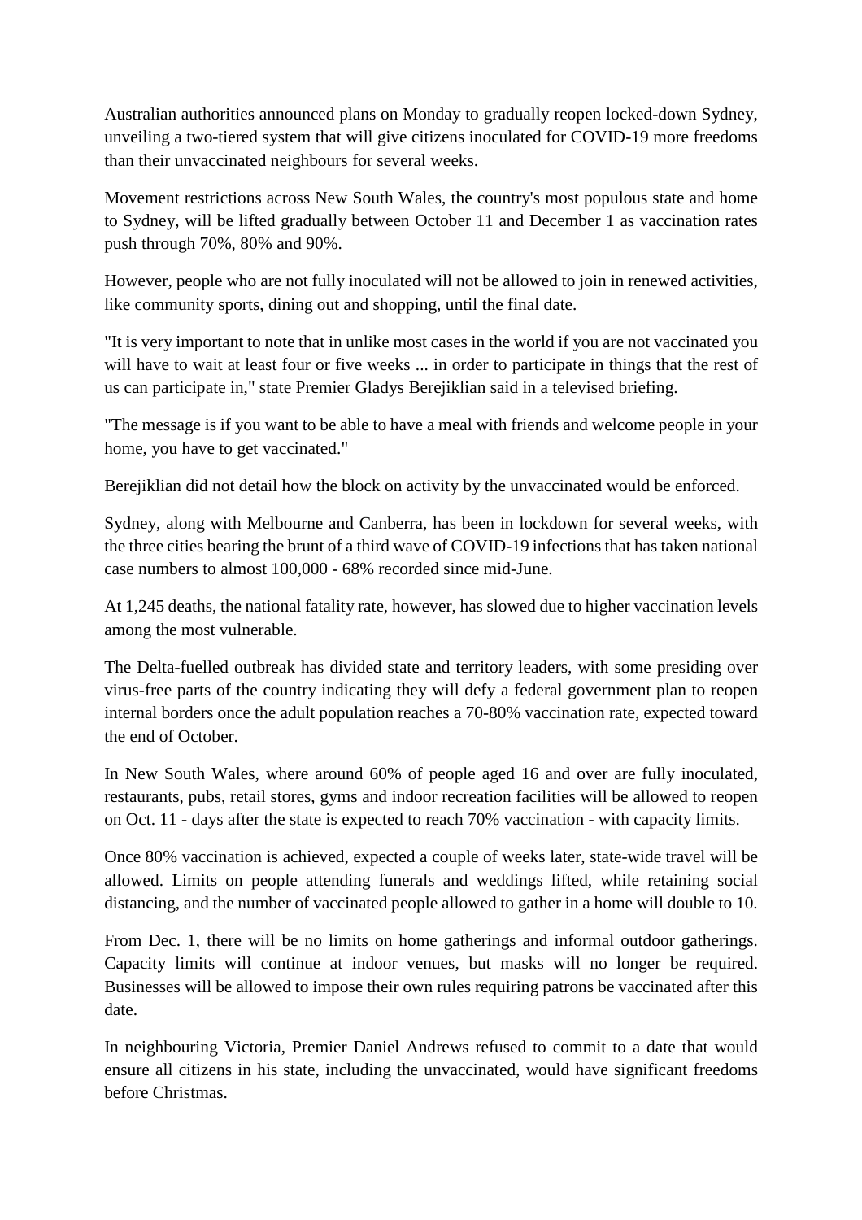Australian authorities announced plans on Monday to gradually reopen locked-down Sydney, unveiling a two-tiered system that will give citizens inoculated for COVID-19 more freedoms than their unvaccinated neighbours for several weeks.

Movement restrictions across New South Wales, the country's most populous state and home to Sydney, will be lifted gradually between October 11 and December 1 as vaccination rates push through 70%, 80% and 90%.

However, people who are not fully inoculated will not be allowed to join in renewed activities, like community sports, dining out and shopping, until the final date.

"It is very important to note that in unlike most cases in the world if you are not vaccinated you will have to wait at least four or five weeks ... in order to participate in things that the rest of us can participate in," state Premier Gladys Berejiklian said in a televised briefing.

"The message is if you want to be able to have a meal with friends and welcome people in your home, you have to get vaccinated."

Berejiklian did not detail how the block on activity by the unvaccinated would be enforced.

Sydney, along with Melbourne and Canberra, has been in lockdown for several weeks, with the three cities bearing the brunt of a third wave of COVID-19 infections that has taken national case numbers to almost 100,000 - 68% recorded since mid-June.

At 1,245 deaths, the national fatality rate, however, has slowed due to higher vaccination levels among the most vulnerable.

The Delta-fuelled outbreak has divided state and territory leaders, with some presiding over virus-free parts of the country indicating they will defy a federal government plan to reopen internal borders once the adult population reaches a 70-80% vaccination rate, expected toward the end of October.

In New South Wales, where around 60% of people aged 16 and over are fully inoculated, restaurants, pubs, retail stores, gyms and indoor recreation facilities will be allowed to reopen on Oct. 11 - days after the state is expected to reach 70% vaccination - with capacity limits.

Once 80% vaccination is achieved, expected a couple of weeks later, state-wide travel will be allowed. Limits on people attending funerals and weddings lifted, while retaining social distancing, and the number of vaccinated people allowed to gather in a home will double to 10.

From Dec. 1, there will be no limits on home gatherings and informal outdoor gatherings. Capacity limits will continue at indoor venues, but masks will no longer be required. Businesses will be allowed to impose their own rules requiring patrons be vaccinated after this date.

In neighbouring Victoria, Premier Daniel Andrews refused to commit to a date that would ensure all citizens in his state, including the unvaccinated, would have significant freedoms before Christmas.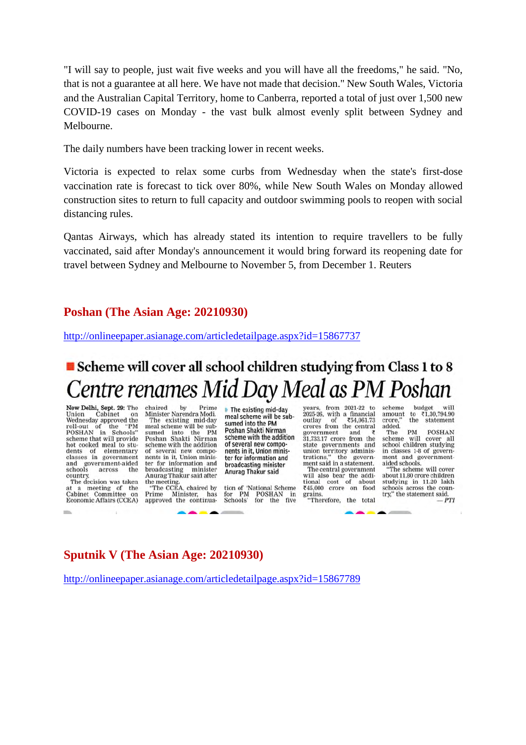"I will say to people, just wait five weeks and you will have all the freedoms," he said. "No, that is not a guarantee at all here. We have not made that decision." New South Wales, Victoria and the Australian Capital Territory, home to Canberra, reported a total of just over 1,500 new COVID-19 cases on Monday - the vast bulk almost evenly split between Sydney and Melbourne.

The daily numbers have been tracking lower in recent weeks.

Victoria is expected to relax some curbs from Wednesday when the state's first-dose vaccination rate is forecast to tick over 80%, while New South Wales on Monday allowed construction sites to return to full capacity and outdoor swimming pools to reopen with social distancing rules.

Qantas Airways, which has already stated its intention to require travellers to be fully vaccinated, said after Monday's announcement it would bring forward its reopening date for travel between Sydney and Melbourne to November 5, from December 1. Reuters

## Poshan (The Asian Age: 20210930)

http://onlineepaper.asianage.com/articledetailpage.aspx?id=15867737

### Scheme will cover all school children studying from Class 1 to 8

# Centre renames Mid Day Meal as PM Poshan

**New Delhi, Sept. 29:** The Union Cabinet on Wednesday approved the roll-out of the "PM POSHAN in Schools" scheme that will provide hot cooked meal to students of elementary classes in government and government-aided schools across the country.

The decision was taken at a meeting of the Cabinet Committee on Economic Affairs (CCEA) chaired by Prime Minister Narendra Modi.

The existing mid-day meal scheme will be subsumed into the PM Poshan Shakti Nirman scheme with the addition of several new components in it, Union minister for information and broadcasting minister Anurag Thakur said after the meeting.

> The existing mid-day meal scheme will be subsumed into the PM Poshan Shakti Nirman scheme with the addition of several new components in it, Union minister for information and broadcasting minister Anurag Thakur said

"The CCEA, chaired by Prime Minister, has approved the continuation of 'National Scheme for PM POSHAN in Schools' for the five years, from 2021-22 to 2025-26, with a financial outlay of ₹54,061.73 crores from the central government and ₹ 31,733.17 crore from the state governments and union territory administrations," the government said in a statement.

The central government will also bear the additional cost of about ₹45,000 crore on food grains.

"Therefore, the total scheme budget will amount to ₹1,30,794.90 crore," the statement added.

The PM POSHAN scheme will cover all school children studying in classes 1-8 of government and government-aided schools.

"The scheme will cover about 11.80 crore children studying in 11.20 lakh schools across the country," the statement said. — *PTI*

## Sputnik V (The Asian Age: 20210930)

http://onlineepaper.asianage.com/articledetailpage.aspx?id=15867789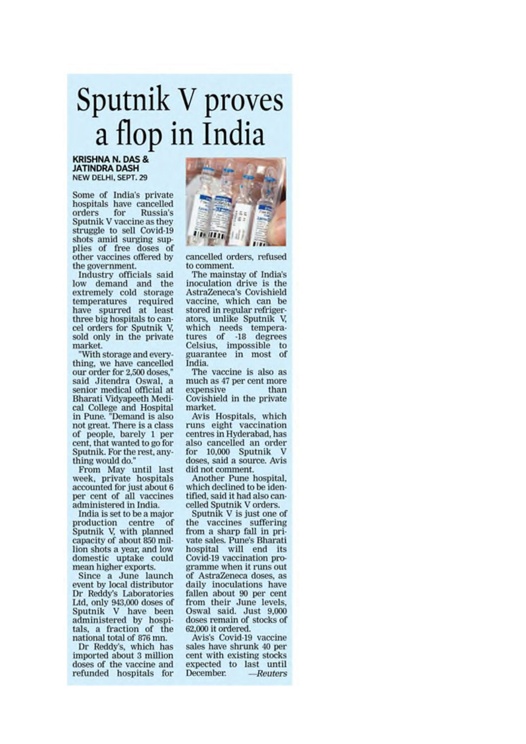# Sputnik V proves a flop in India

**KRISHNA N. DAS & JATINDRA DASH**
NEW DELHI, SEPT. 29

Some of India's private hospitals have cancelled orders for Russia's Sputnik V vaccine as they struggle to sell Covid-19 shots amid surging supplies of free doses of other vaccines offered by the government.

Industry officials said low demand and the extremely cold storage temperatures required have spurred at least three big hospitals to cancel orders for Sputnik V, sold only in the private market.

"With storage and everything, we have cancelled our order for 2,500 doses," said Jitendra Oswal, a senior medical official at Bharati Vidyapeeth Medical College and Hospital in Pune. "Demand is also not great. There is a class of people, barely 1 per cent, that wanted to go for Sputnik. For the rest, anything would do."

From May until last week, private hospitals accounted for just about 6 per cent of all vaccines administered in India.

India is set to be a major production centre of Sputnik V, with planned capacity of about 850 million shots a year, and low domestic uptake could mean higher exports.

Since a June launch event by local distributor Dr Reddy's Laboratories Ltd, only 943,000 doses of Sputnik V have been administered by hospitals, a fraction of the national total of 876 mn.

Dr Reddy's, which has imported about 3 million doses of the vaccine and refunded hospitals for cancelled orders, refused to comment.

The mainstay of India's inoculation drive is the AstraZeneca's Covishield vaccine, which can be stored in regular refrigerators, unlike Sputnik V, which needs temperatures of -18 degrees Celsius, impossible to guarantee in most of India.

The vaccine is also as much as 47 per cent more expensive than Covishield in the private market.

Avis Hospitals, which runs eight vaccination centres in Hyderabad, has also cancelled an order for 10,000 Sputnik V doses, said a source. Avis did not comment.

Another Pune hospital, which declined to be identified, said it had also cancelled Sputnik V orders.

Sputnik V is just one of the vaccines suffering from a sharp fall in private sales. Pune's Bharati hospital will end its Covid-19 vaccination programme when it runs out of AstraZeneca doses, as daily inoculations have fallen about 90 per cent from their June levels, Oswal said. Just 9,000 doses remain of stocks of 62,000 it ordered.

Avis's Covid-19 vaccine sales have shrunk 40 per cent with existing stocks expected to last until December. *—Reuters*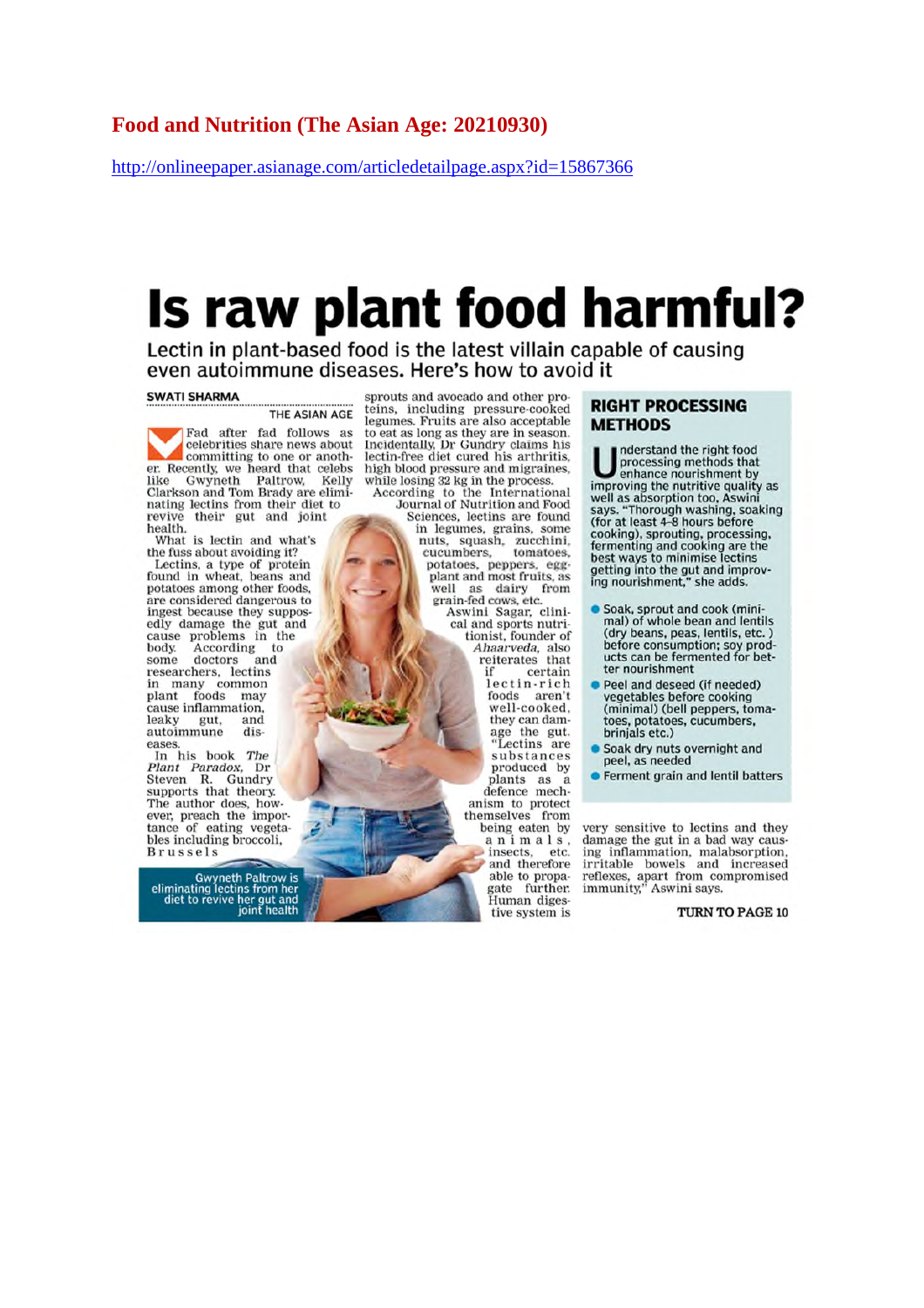## Food and Nutrition (The Asian Age: 20210930)

http://onlineepaper.asianage.com/articledetailpage.aspx?id=15867366

# Is raw plant food harmful?

**Lectin in plant-based food is the latest villain capable of causing even autoimmune diseases. Here's how to avoid it**

**SWATI SHARMA**
THE ASIAN AGE

Fad after fad follows as celebrities share news about committing to one or another. Recently, we heard that celebs like Gwyneth Paltrow, Kelly Clarkson and Tom Brady are eliminating lectins from their diet to revive their gut and joint health.

What is lectin and what's the fuss about avoiding it?

Lectins, a type of protein found in wheat, beans and potatoes among other foods, are considered dangerous to ingest because they supposedly damage the gut and cause problems in the body. According to some doctors and researchers, lectins in many common plant foods may cause inflammation, leaky gut, and autoimmune diseases.

In his book *The Plant Paradox*, Dr Steven R. Gundry supports that theory. The author does, however, preach the importance of eating vegetables including broccoli, Brussels sprouts and avocado and other proteins, including pressure-cooked legumes. Fruits are also acceptable to eat as long as they are in season. Incidentally, Dr Gundry claims his lectin-free diet cured his arthritis, high blood pressure and migraines, while losing 32 kg in the process.

According to the International Journal of Nutrition and Food Sciences, lectins are found in legumes, grains, some nuts, squash, zucchini, cucumbers, tomatoes, potatoes, peppers, eggplant and most fruits, as well as dairy from grain-fed cows, etc.

Aswini Sagar, clinical and sports nutritionist, founder of *Ahaarveda*, also reiterates that if certain lectin-rich foods aren't well-cooked, they can damage the gut. "Lectins are substances produced by plants as a defence mechanism to protect themselves from being eaten by animals, insects, etc. and therefore able to propagate further. Human digestive system is very sensitive to lectins and they damage the gut in a bad way causing inflammation, malabsorption, irritable bowels and increased reflexes, apart from compromised immunity," Aswini says.

Gwyneth Paltrow is eliminating lectins from her diet to revive her gut and joint health

### RIGHT PROCESSING METHODS

Understand the right food processing methods that enhance nourishment by improving the nutritive quality as well as absorption too, Aswini says. "Thorough washing, soaking (for at least 4-8 hours before cooking), sprouting, processing, fermenting and cooking are the best ways to minimise lectins getting into the gut and improving nourishment," she adds.

- Soak, sprout and cook (minimal) of whole bean and lentils (dry beans, peas, lentils, etc. ) before consumption; soy products can be fermented for better nourishment
- Peel and deseed (if needed) vegetables before cooking (minimal) (bell peppers, tomatoes, potatoes, cucumbers, brinjals etc.)
- Soak dry nuts overnight and peel, as needed
- Ferment grain and lentil batters

TURN TO PAGE 10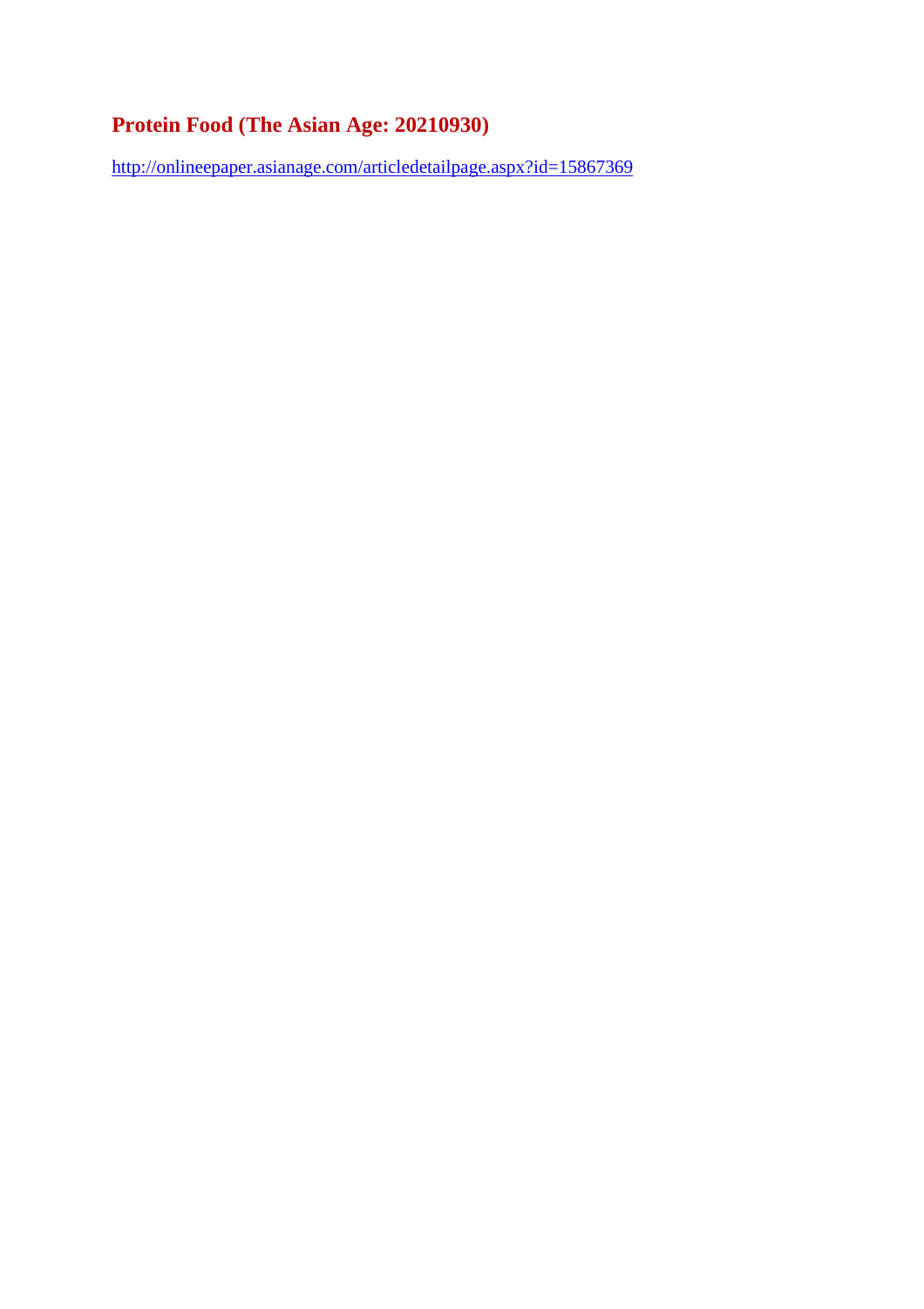# Protein Food (The Asian Age: 20210930)

http://onlineepaper.asianage.com/articledetailpage.aspx?id=15867369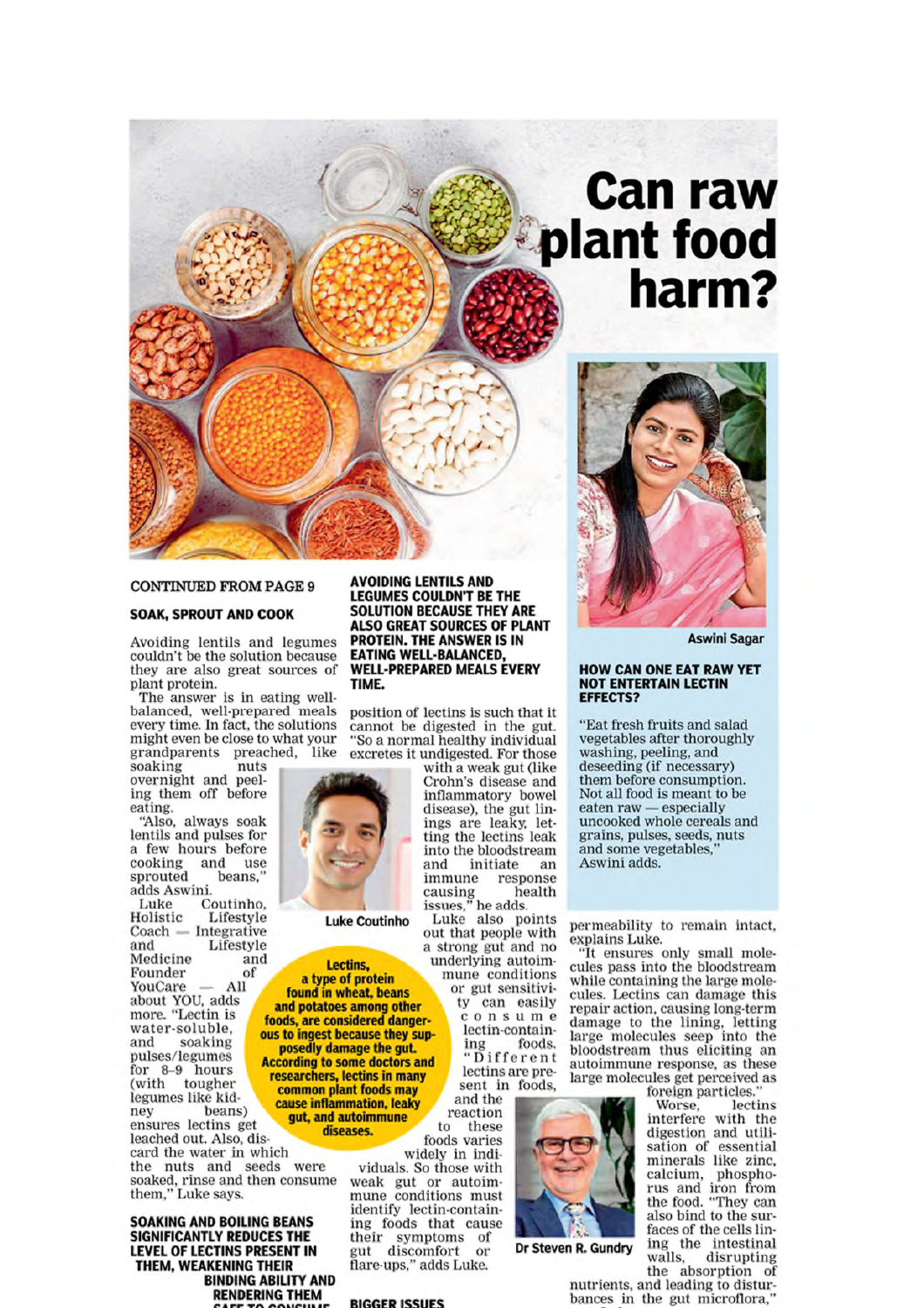# Can raw plant food harm?

CONTINUED FROM PAGE 9

## SOAK, SPROUT AND COOK

Avoiding lentils and legumes couldn't be the solution because they are also great sources of plant protein.

The answer is in eating well-balanced, well-prepared meals every time. In fact, the solutions might even be close to what your grandparents preached, like soaking nuts overnight and peeling them off before eating.

"Also, always soak lentils and pulses for a few hours before cooking and use sprouted beans," adds Aswini.

Luke Coutinho, Holistic Lifestyle Coach — Integrative and Lifestyle Medicine and Founder of YouCare — All about YOU, adds more. "Lectin is water-soluble, and soaking pulses/legumes for 8-9 hours (with tougher legumes like kidney beans) ensures lectins get leached out. Also, discard the water in which the nuts and seeds were soaked, rinse and then consume them," Luke says.

**SOAKING AND BOILING BEANS SIGNIFICANTLY REDUCES THE LEVEL OF LECTINS PRESENT IN THEM, WEAKENING THEIR BINDING ABILITY AND RENDERING THEM SAFE TO CONSUME**

**AVOIDING LENTILS AND LEGUMES COULDN'T BE THE SOLUTION BECAUSE THEY ARE ALSO GREAT SOURCES OF PLANT PROTEIN. THE ANSWER IS IN EATING WELL-BALANCED, WELL-PREPARED MEALS EVERY TIME.**

position of lectins is such that it cannot be digested in the gut. "So a normal healthy individual excretes it undigested. For those with a weak gut (like Crohn's disease and inflammatory bowel disease), the gut linings are leaky, letting the lectins leak into the bloodstream and initiate an immune response causing health issues," he adds.

Luke Coutinho

Luke also points out that people with a strong gut and no underlying autoimmune conditions or gut sensitivity can easily consume lectin-containing foods. "Different lectins are present in foods, and the reaction to these foods varies widely in individuals. So those with weak gut or autoimmune conditions must identify lectin-containing foods that cause their symptoms of gut discomfort or flare-ups," adds Luke.

**Lectins, a type of protein found in wheat, beans and potatoes among other foods, are considered dangerous to ingest because they supposedly damage the gut. According to some doctors and researchers, lectins in many common plant foods may cause inflammation, leaky gut, and autoimmune diseases.**

## BIGGER ISSUES

Aswini Sagar

### HOW CAN ONE EAT RAW YET NOT ENTERTAIN LECTIN EFFECTS?

"Eat fresh fruits and salad vegetables after thoroughly washing, peeling, and deseeding (if necessary) them before consumption. Not all food is meant to be eaten raw — especially uncooked whole cereals and grains, pulses, seeds, nuts and some vegetables," Aswini adds.

permeability to remain intact, explains Luke.

"It ensures only small molecules pass into the bloodstream while containing the large molecules. Lectins can damage this repair action, causing long-term damage to the lining, letting large molecules seep into the bloodstream thus eliciting an autoimmune response, as these large molecules get perceived as foreign particles."

Dr Steven R. Gundry

Worse, lectins interfere with the digestion and utilisation of essential minerals like zinc, calcium, phosphorus and iron from the food. "They can also bind to the surfaces of the cells lining the intestinal walls, disrupting the absorption of nutrients, and leading to disturbances in the gut microflora,"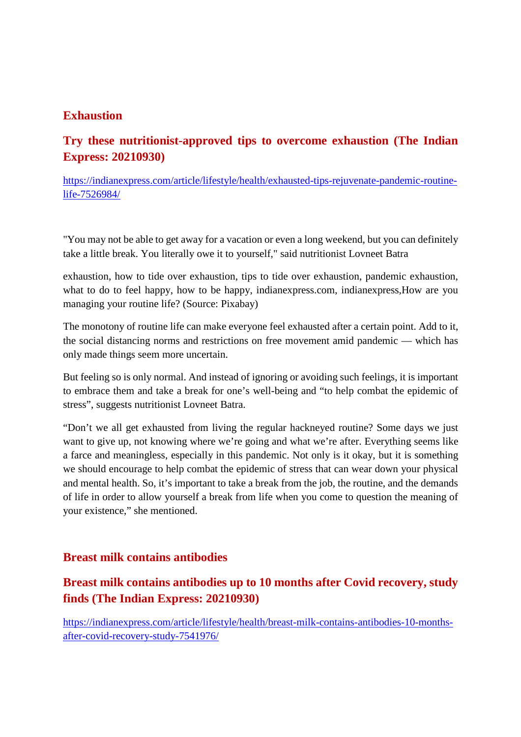## Exhaustion

### Try these nutritionist-approved tips to overcome exhaustion (The Indian Express: 20210930)

https://indianexpress.com/article/lifestyle/health/exhausted-tips-rejuvenate-pandemic-routine-life-7526984/

"You may not be able to get away for a vacation or even a long weekend, but you can definitely take a little break. You literally owe it to yourself," said nutritionist Lovneet Batra

exhaustion, how to tide over exhaustion, tips to tide over exhaustion, pandemic exhaustion, what to do to feel happy, how to be happy, indianexpress.com, indianexpress,How are you managing your routine life? (Source: Pixabay)

The monotony of routine life can make everyone feel exhausted after a certain point. Add to it, the social distancing norms and restrictions on free movement amid pandemic — which has only made things seem more uncertain.

But feeling so is only normal. And instead of ignoring or avoiding such feelings, it is important to embrace them and take a break for one's well-being and "to help combat the epidemic of stress", suggests nutritionist Lovneet Batra.

"Don't we all get exhausted from living the regular hackneyed routine? Some days we just want to give up, not knowing where we're going and what we're after. Everything seems like a farce and meaningless, especially in this pandemic. Not only is it okay, but it is something we should encourage to help combat the epidemic of stress that can wear down your physical and mental health. So, it's important to take a break from the job, the routine, and the demands of life in order to allow yourself a break from life when you come to question the meaning of your existence," she mentioned.

## Breast milk contains antibodies

### Breast milk contains antibodies up to 10 months after Covid recovery, study finds (The Indian Express: 20210930)

https://indianexpress.com/article/lifestyle/health/breast-milk-contains-antibodies-10-months-after-covid-recovery-study-7541976/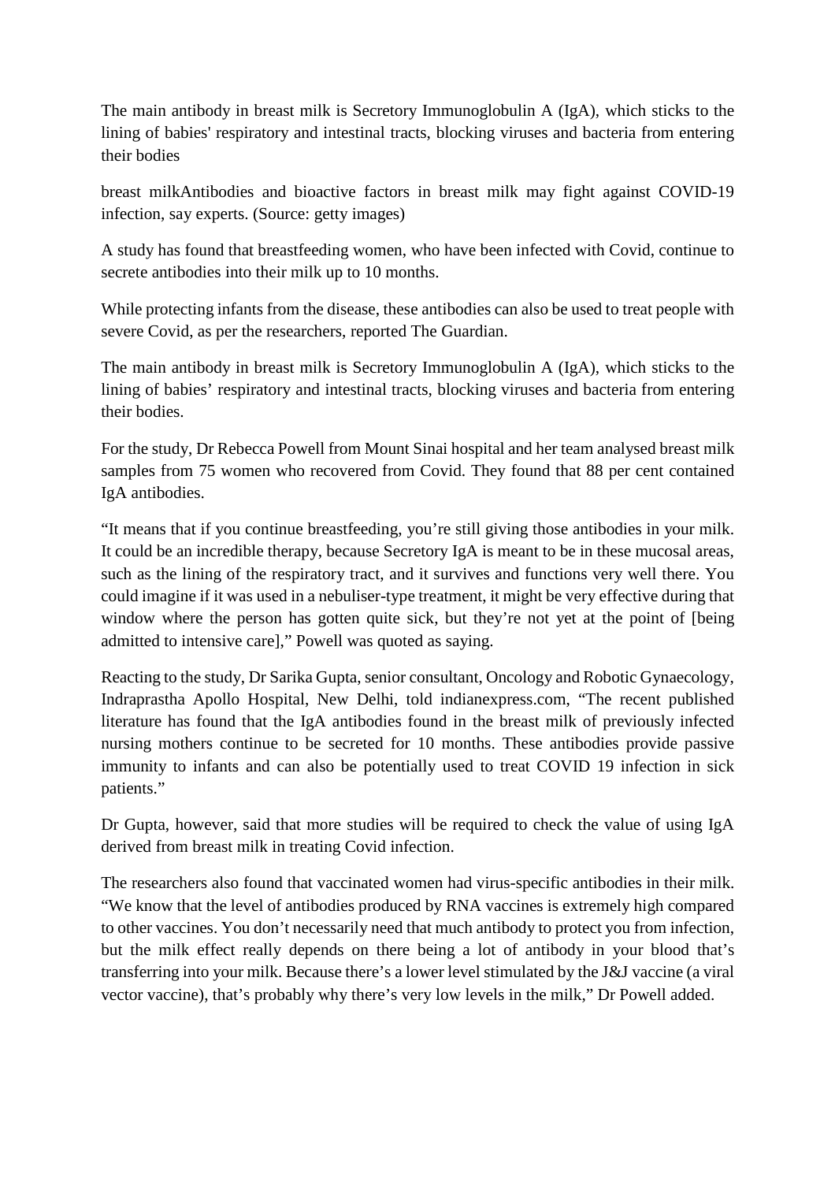The main antibody in breast milk is Secretory Immunoglobulin A (IgA), which sticks to the lining of babies' respiratory and intestinal tracts, blocking viruses and bacteria from entering their bodies

breast milkAntibodies and bioactive factors in breast milk may fight against COVID-19 infection, say experts. (Source: getty images)

A study has found that breastfeeding women, who have been infected with Covid, continue to secrete antibodies into their milk up to 10 months.

While protecting infants from the disease, these antibodies can also be used to treat people with severe Covid, as per the researchers, reported The Guardian.

The main antibody in breast milk is Secretory Immunoglobulin A (IgA), which sticks to the lining of babies' respiratory and intestinal tracts, blocking viruses and bacteria from entering their bodies.

For the study, Dr Rebecca Powell from Mount Sinai hospital and her team analysed breast milk samples from 75 women who recovered from Covid. They found that 88 per cent contained IgA antibodies.

"It means that if you continue breastfeeding, you're still giving those antibodies in your milk. It could be an incredible therapy, because Secretory IgA is meant to be in these mucosal areas, such as the lining of the respiratory tract, and it survives and functions very well there. You could imagine if it was used in a nebuliser-type treatment, it might be very effective during that window where the person has gotten quite sick, but they're not yet at the point of [being admitted to intensive care]," Powell was quoted as saying.

Reacting to the study, Dr Sarika Gupta, senior consultant, Oncology and Robotic Gynaecology, Indraprastha Apollo Hospital, New Delhi, told indianexpress.com, "The recent published literature has found that the IgA antibodies found in the breast milk of previously infected nursing mothers continue to be secreted for 10 months. These antibodies provide passive immunity to infants and can also be potentially used to treat COVID 19 infection in sick patients."

Dr Gupta, however, said that more studies will be required to check the value of using IgA derived from breast milk in treating Covid infection.

The researchers also found that vaccinated women had virus-specific antibodies in their milk. "We know that the level of antibodies produced by RNA vaccines is extremely high compared to other vaccines. You don't necessarily need that much antibody to protect you from infection, but the milk effect really depends on there being a lot of antibody in your blood that's transferring into your milk. Because there's a lower level stimulated by the J&J vaccine (a viral vector vaccine), that's probably why there's very low levels in the milk," Dr Powell added.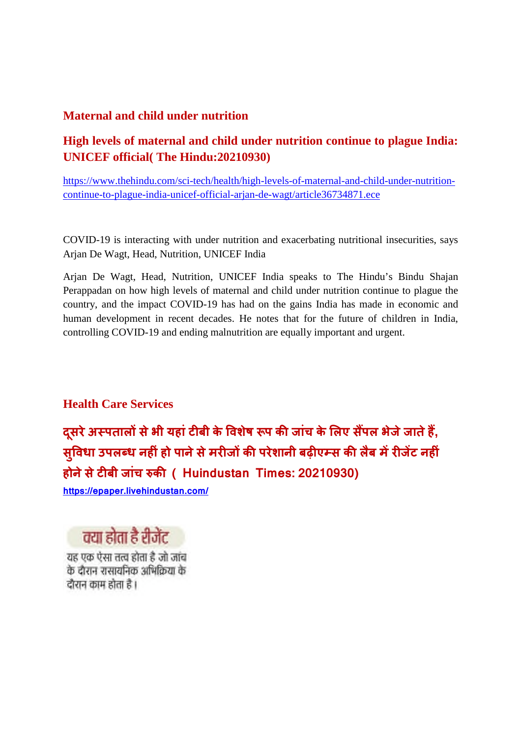## Maternal and child under nutrition

### High levels of maternal and child under nutrition continue to plague India: UNICEF official( The Hindu:20210930)

https://www.thehindu.com/sci-tech/health/high-levels-of-maternal-and-child-under-nutrition-continue-to-plague-india-unicef-official-arjan-de-wagt/article36734871.ece

COVID-19 is interacting with under nutrition and exacerbating nutritional insecurities, says Arjan De Wagt, Head, Nutrition, UNICEF India

Arjan De Wagt, Head, Nutrition, UNICEF India speaks to The Hindu's Bindu Shajan Perappadan on how high levels of maternal and child under nutrition continue to plague the country, and the impact COVID-19 has had on the gains India has made in economic and human development in recent decades. He notes that for the future of children in India, controlling COVID-19 and ending malnutrition are equally important and urgent.

## Health Care Services

### दूसरे अस्पतालों से भी यहां टीबी के विशेष रूप की जांच के लिए सैंपल भेजे जाते हैं, सुविधा उपलब्ध नहीं हो पाने से मरीजों की परेशानी बढ़ीएम्स की लैब में रीजेंट नहीं होने से टीबी जांच रुकी ( Huindustan Times: 20210930)

https://epaper.livehindustan.com/

**क्या होता है रीजेंट**

यह एक ऐसा तत्व होता है जो जांच के दौरान रासायनिक अभिक्रिया के दौरान काम होता है।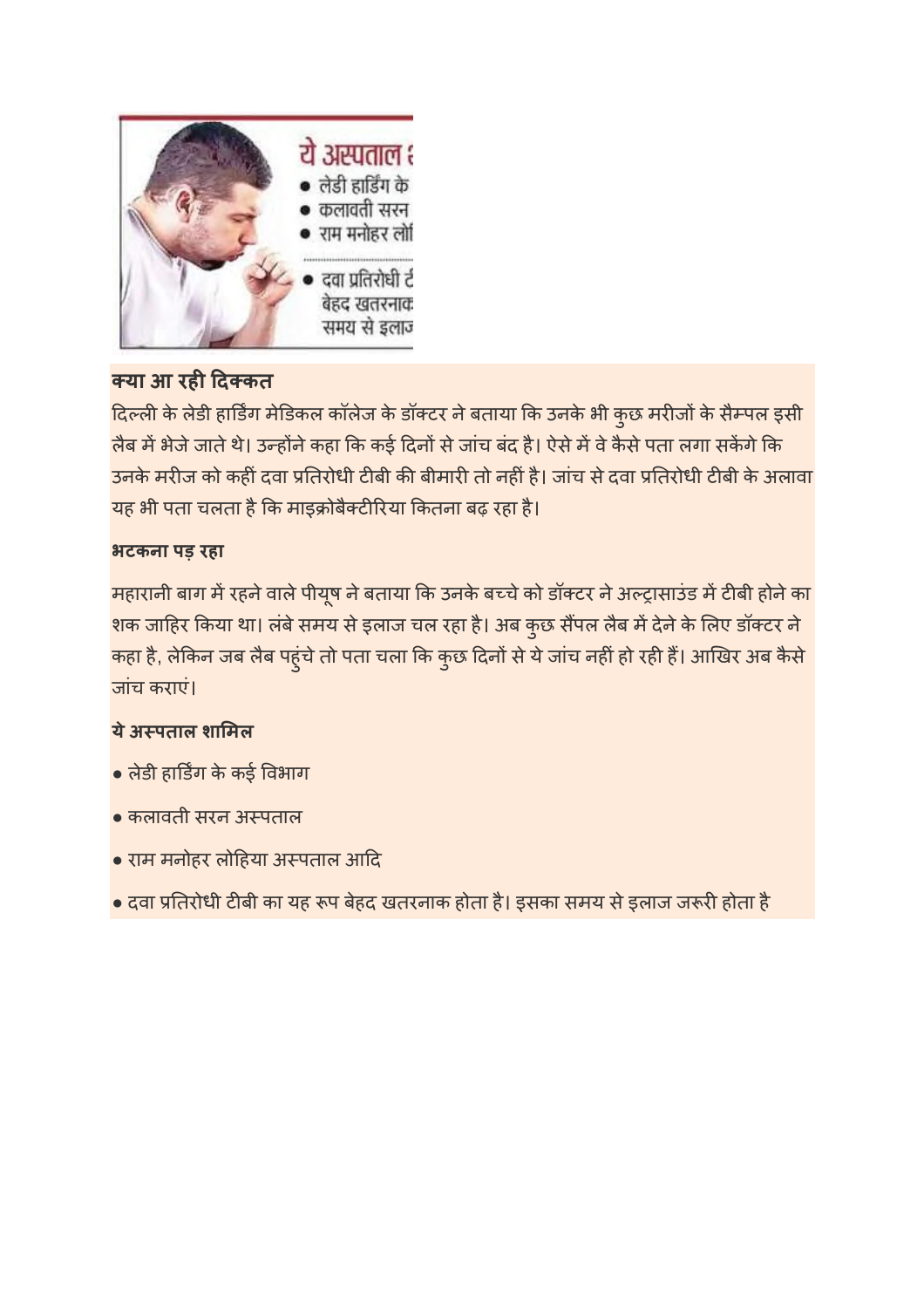### क्या आ रही दिक्कत

दिल्ली के लेडी हार्डिंग मेडिकल कॉलेज के डॉक्टर ने बताया कि उनके भी कुछ मरीजों के सैम्पल इसी लैब में भेजे जाते थे। उन्होंने कहा कि कई दिनों से जांच बंद है। ऐसे में वे कैसे पता लगा सकेंगे कि उनके मरीज को कहीं दवा प्रतिरोधी टीबी की बीमारी तो नहीं है। जांच से दवा प्रतिरोधी टीबी के अलावा यह भी पता चलता है कि माइक्रोबैक्टीरिया कितना बढ़ रहा है।

**भटकना पड़ रहा**

महारानी बाग में रहने वाले पीयूष ने बताया कि उनके बच्चे को डॉक्टर ने अल्ट्रासाउंड में टीबी होने का शक जाहिर किया था। लंबे समय से इलाज चल रहा है। अब कुछ सैंपल लैब में देने के लिए डॉक्टर ने कहा है, लेकिन जब लैब पहुंचे तो पता चला कि कुछ दिनों से ये जांच नहीं हो रही हैं। आखिर अब कैसे जांच कराएं।

**ये अस्पताल शामिल**

- लेडी हार्डिंग के कई विभाग
- कलावती सरन अस्पताल
- राम मनोहर लोहिया अस्पताल आदि
- दवा प्रतिरोधी टीबी का यह रूप बेहद खतरनाक होता है। इसका समय से इलाज जरूरी होता है